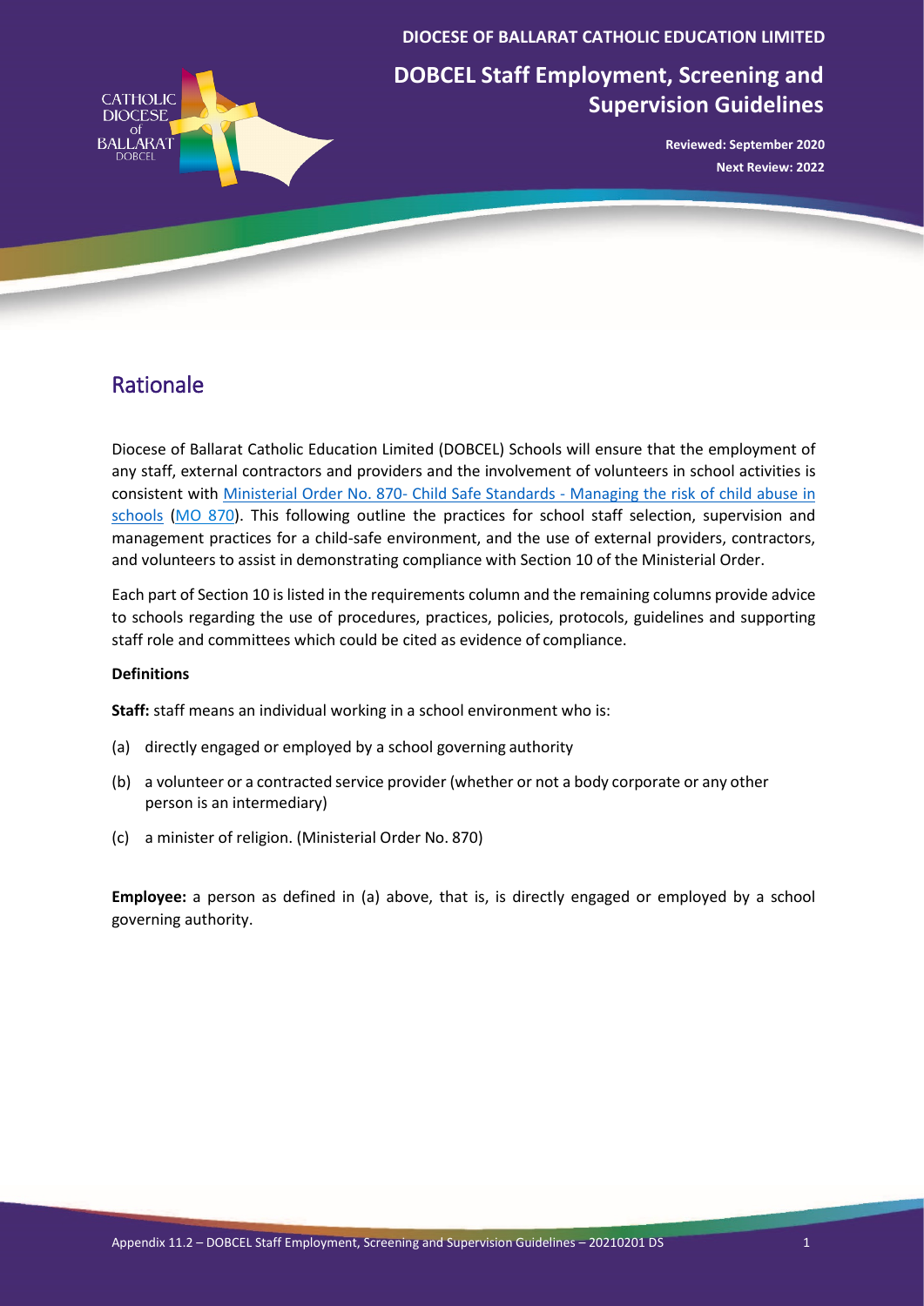DIOCESE OF BALLARAT CATHOLIC EDUCATION LIMITED

# DOBCEL Staff Employment, Screening and Supervision Guidelines

**Reviewed: September 2020**
**Next Review: 2022**

## Rationale

Diocese of Ballarat Catholic Education Limited (DOBCEL) Schools will ensure that the employment of any staff, external contractors and providers and the involvement of volunteers in school activities is consistent with Ministerial Order No. 870- Child Safe Standards - Managing the risk of child abuse in schools (MO 870). This following outline the practices for school staff selection, supervision and management practices for a child-safe environment, and the use of external providers, contractors, and volunteers to assist in demonstrating compliance with Section 10 of the Ministerial Order.

Each part of Section 10 is listed in the requirements column and the remaining columns provide advice to schools regarding the use of procedures, practices, policies, protocols, guidelines and supporting staff role and committees which could be cited as evidence of compliance.

**Definitions**

**Staff:** staff means an individual working in a school environment who is:

(a) directly engaged or employed by a school governing authority

(b) a volunteer or a contracted service provider (whether or not a body corporate or any other person is an intermediary)

(c) a minister of religion. (Ministerial Order No. 870)

**Employee:** a person as defined in (a) above, that is, is directly engaged or employed by a school governing authority.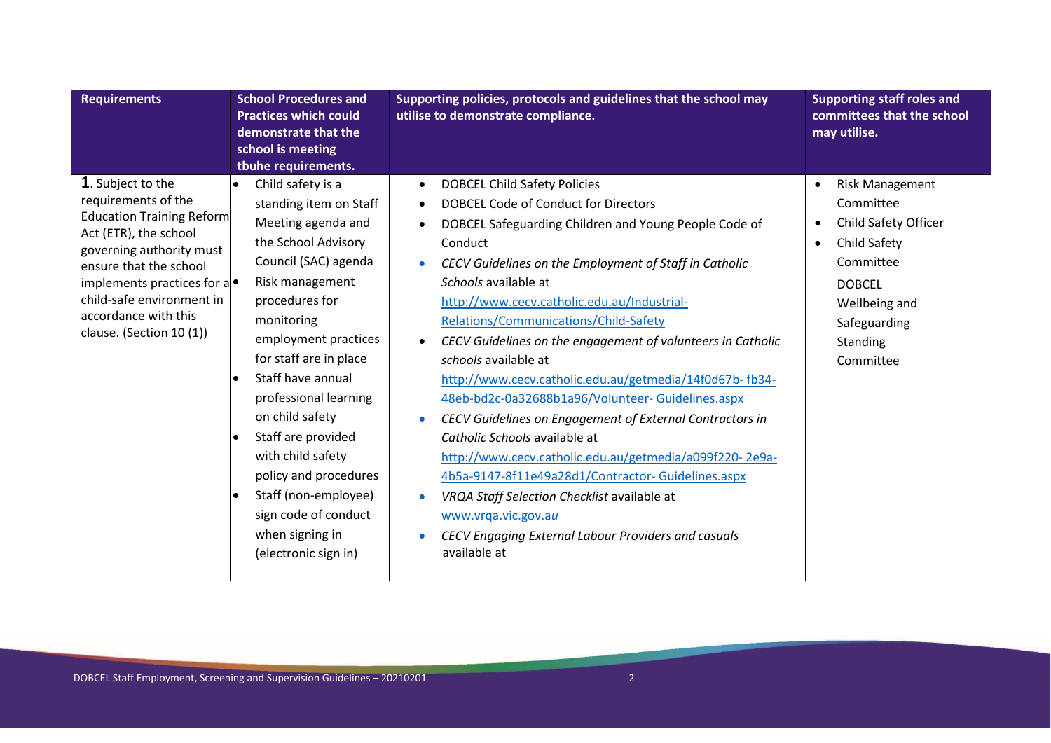| Requirements | School Procedures and Practices which could demonstrate that the school is meeting tbuhe requirements. | Supporting policies, protocols and guidelines that the school may utilise to demonstrate compliance. | Supporting staff roles and committees that the school may utilise. |
|---|---|---|---|
| **1**. Subject to the requirements of the Education Training Reform Act (ETR), the school governing authority must ensure that the school implements practices for a child-safe environment in accordance with this clause. (Section 10 (1)) | • Child safety is a standing item on Staff Meeting agenda and the School Advisory Council (SAC) agenda<br>• Risk management procedures for monitoring employment practices for staff are in place<br>• Staff have annual professional learning on child safety<br>• Staff are provided with child safety policy and procedures<br>• Staff (non-employee) sign code of conduct when signing in (electronic sign in) | • DOBCEL Child Safety Policies<br>• DOBCEL Code of Conduct for Directors<br>• DOBCEL Safeguarding Children and Young People Code of Conduct<br>• *CECV Guidelines on the Employment of Staff in Catholic Schools* available at http://www.cecv.catholic.edu.au/Industrial-Relations/Communications/Child-Safety<br>• *CECV Guidelines on the engagement of volunteers in Catholic schools* available at http://www.cecv.catholic.edu.au/getmedia/14f0d67b- fb34-48eb-bd2c-0a32688b1a96/Volunteer- Guidelines.aspx<br>• *CECV Guidelines on Engagement of External Contractors in Catholic Schools* available at http://www.cecv.catholic.edu.au/getmedia/a099f220- 2e9a-4b5a-9147-8f11e49a28d1/Contractor- Guidelines.aspx<br>• *VRQA Staff Selection Checklist* available at www.vrqa.vic.gov.au<br>• *CECV Engaging External Labour Providers and casuals* available at | • Risk Management Committee<br>• Child Safety Officer<br>• Child Safety Committee<br>DOBCEL Wellbeing and Safeguarding Standing Committee |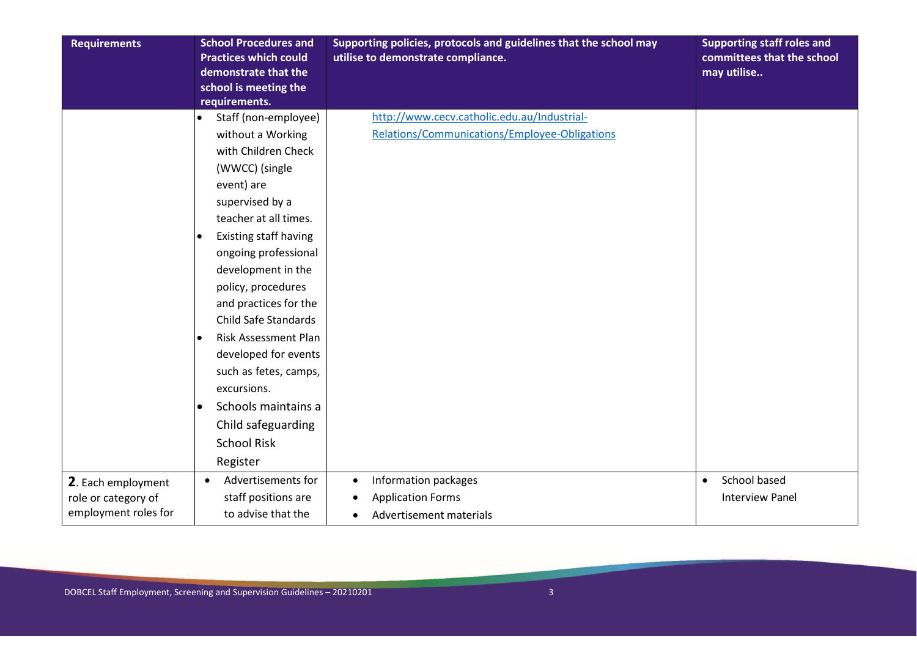| Requirements | School Procedures and Practices which could demonstrate that the school is meeting the requirements. | Supporting policies, protocols and guidelines that the school may utilise to demonstrate compliance. | Supporting staff roles and committees that the school may utilise.. |
|---|---|---|---|
| | • Staff (non-employee) without a Working with Children Check (WWCC) (single event) are supervised by a teacher at all times.<br>• Existing staff having ongoing professional development in the policy, procedures and practices for the Child Safe Standards<br>• Risk Assessment Plan developed for events such as fetes, camps, excursions.<br>• Schools maintains a Child safeguarding School Risk Register | http://www.cecv.catholic.edu.au/Industrial-Relations/Communications/Employee-Obligations | |
| **2**. Each employment role or category of employment roles for | • Advertisements for staff positions are to advise that the | • Information packages<br>• Application Forms<br>• Advertisement materials | • School based Interview Panel |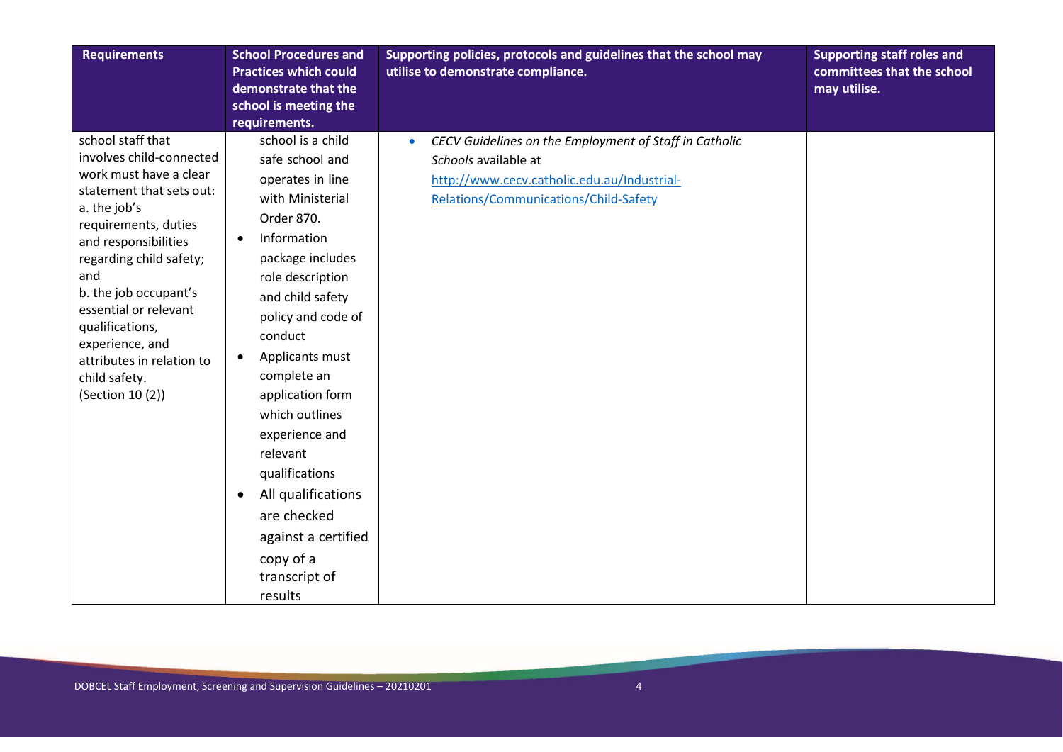| Requirements | School Procedures and Practices which could demonstrate that the school is meeting the requirements. | Supporting policies, protocols and guidelines that the school may utilise to demonstrate compliance. | Supporting staff roles and committees that the school may utilise. |
|---|---|---|---|
| school staff that involves child-connected work must have a clear statement that sets out:<br>a. the job's requirements, duties and responsibilities regarding child safety; and<br>b. the job occupant's essential or relevant qualifications, experience, and attributes in relation to child safety.<br>(Section 10 (2)) | school is a child safe school and operates in line with Ministerial Order 870.<br>• Information package includes role description and child safety policy and code of conduct<br>• Applicants must complete an application form which outlines experience and relevant qualifications<br>• All qualifications are checked against a certified copy of a transcript of results | • *CECV Guidelines on the Employment of Staff in Catholic Schools* available at [http://www.cecv.catholic.edu.au/Industrial-Relations/Communications/Child-Safety](http://www.cecv.catholic.edu.au/Industrial-Relations/Communications/Child-Safety) | |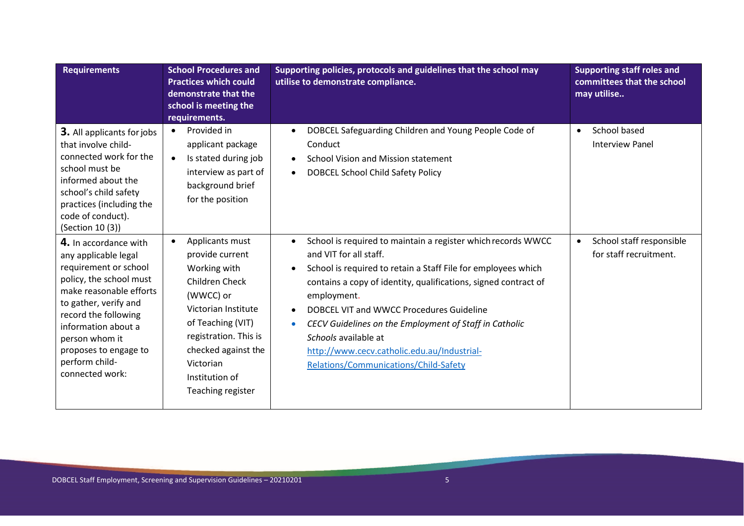| Requirements | School Procedures and Practices which could demonstrate that the school is meeting the requirements. | Supporting policies, protocols and guidelines that the school may utilise to demonstrate compliance. | Supporting staff roles and committees that the school may utilise.. |
|---|---|---|---|
| **3.** All applicants for jobs that involve child-connected work for the school must be informed about the school's child safety practices (including the code of conduct). (Section 10 (3)) | • Provided in applicant package<br>• Is stated during job interview as part of background brief for the position | • DOBCEL Safeguarding Children and Young People Code of Conduct<br>• School Vision and Mission statement<br>• DOBCEL School Child Safety Policy | • School based Interview Panel |
| **4.** In accordance with any applicable legal requirement or school policy, the school must make reasonable efforts to gather, verify and record the following information about a person whom it proposes to engage to perform child-connected work: | • Applicants must provide current Working with Children Check (WWCC) or Victorian Institute of Teaching (VIT) registration. This is checked against the Victorian Institution of Teaching register | • School is required to maintain a register which records WWCC and VIT for all staff.<br>• School is required to retain a Staff File for employees which contains a copy of identity, qualifications, signed contract of employment.<br>• DOBCEL VIT and WWCC Procedures Guideline<br>• *CECV Guidelines on the Employment of Staff in Catholic Schools* available at http://www.cecv.catholic.edu.au/Industrial-Relations/Communications/Child-Safety | • School staff responsible for staff recruitment. |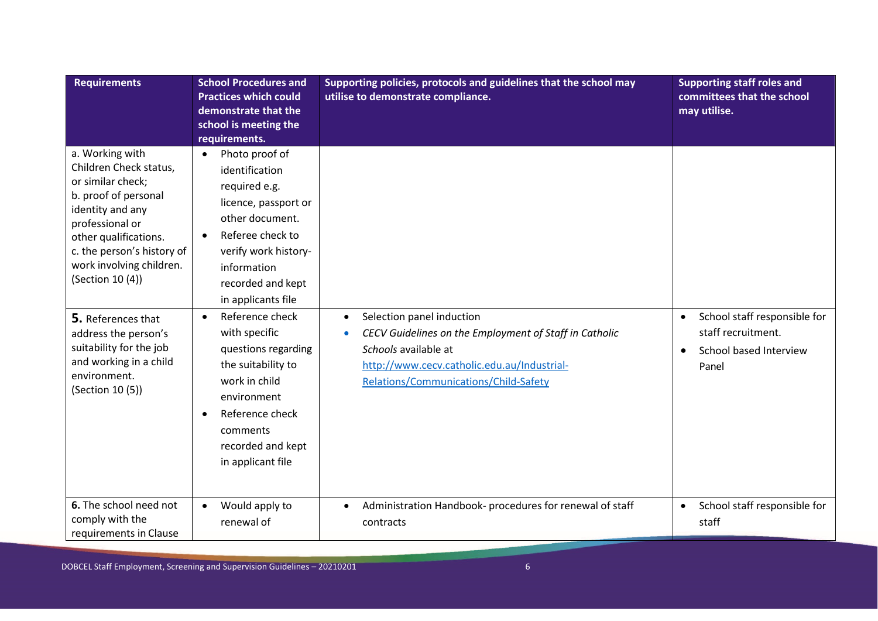| Requirements | School Procedures and Practices which could demonstrate that the school is meeting the requirements. | Supporting policies, protocols and guidelines that the school may utilise to demonstrate compliance. | Supporting staff roles and committees that the school may utilise. |
| --- | --- | --- | --- |
| a. Working with Children Check status, or similar check;<br>b. proof of personal identity and any professional or other qualifications.<br>c. the person's history of work involving children. (Section 10 (4)) | • Photo proof of identification required e.g. licence, passport or other document.<br>• Referee check to verify work history-information recorded and kept in applicants file | | |
| **5.** References that address the person's suitability for the job and working in a child environment. (Section 10 (5)) | • Reference check with specific questions regarding the suitability to work in child environment<br>• Reference check comments recorded and kept in applicant file | • Selection panel induction<br>• *CECV Guidelines on the Employment of Staff in Catholic Schools* available at http://www.cecv.catholic.edu.au/Industrial-Relations/Communications/Child-Safety | • School staff responsible for staff recruitment.<br>• School based Interview Panel |
| **6.** The school need not comply with the requirements in Clause | • Would apply to renewal of | • Administration Handbook- procedures for renewal of staff contracts | • School staff responsible for staff |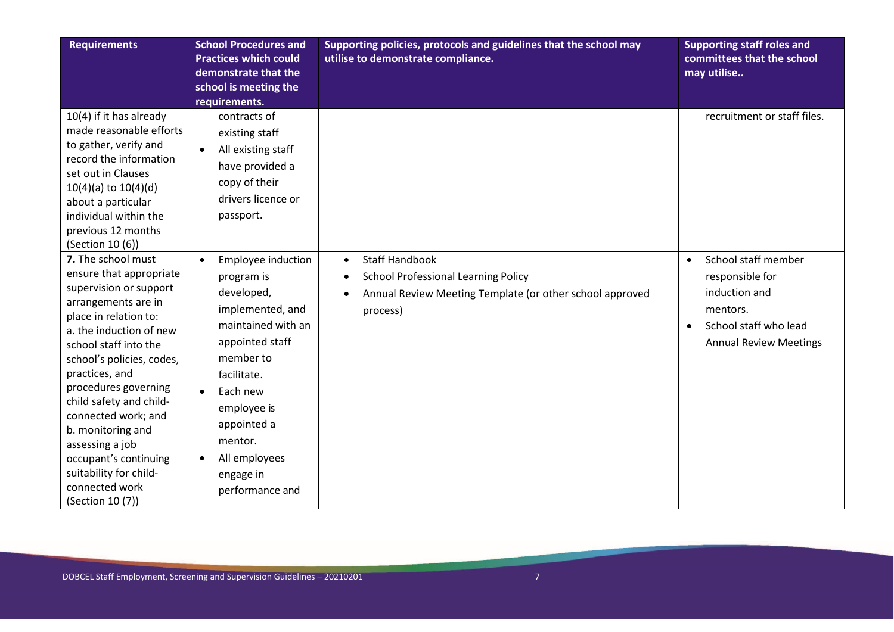| Requirements | School Procedures and Practices which could demonstrate that the school is meeting the requirements. | Supporting policies, protocols and guidelines that the school may utilise to demonstrate compliance. | Supporting staff roles and committees that the school may utilise.. |
|---|---|---|---|
| 10(4) if it has already made reasonable efforts to gather, verify and record the information set out in Clauses 10(4)(a) to 10(4)(d) about a particular individual within the previous 12 months (Section 10 (6)) | contracts of existing staff<br>• All existing staff have provided a copy of their drivers licence or passport. | | recruitment or staff files. |
| **7.** The school must ensure that appropriate supervision or support arrangements are in place in relation to:<br>a. the induction of new school staff into the school's policies, codes, practices, and procedures governing child safety and child-connected work; and<br>b. monitoring and assessing a job occupant's continuing suitability for child-connected work (Section 10 (7)) | • Employee induction program is developed, implemented, and maintained with an appointed staff member to facilitate.<br>• Each new employee is appointed a mentor.<br>• All employees engage in performance and | • Staff Handbook<br>• School Professional Learning Policy<br>• Annual Review Meeting Template (or other school approved process) | • School staff member responsible for induction and mentors.<br>• School staff who lead Annual Review Meetings |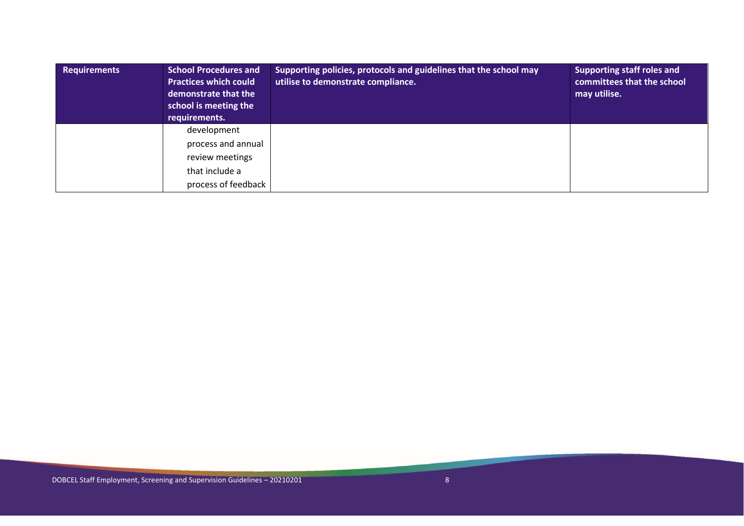| Requirements | School Procedures and Practices which could demonstrate that the school is meeting the requirements. | Supporting policies, protocols and guidelines that the school may utilise to demonstrate compliance. | Supporting staff roles and committees that the school may utilise. |
|---|---|---|---|
| | development process and annual review meetings that include a process of feedback | | |